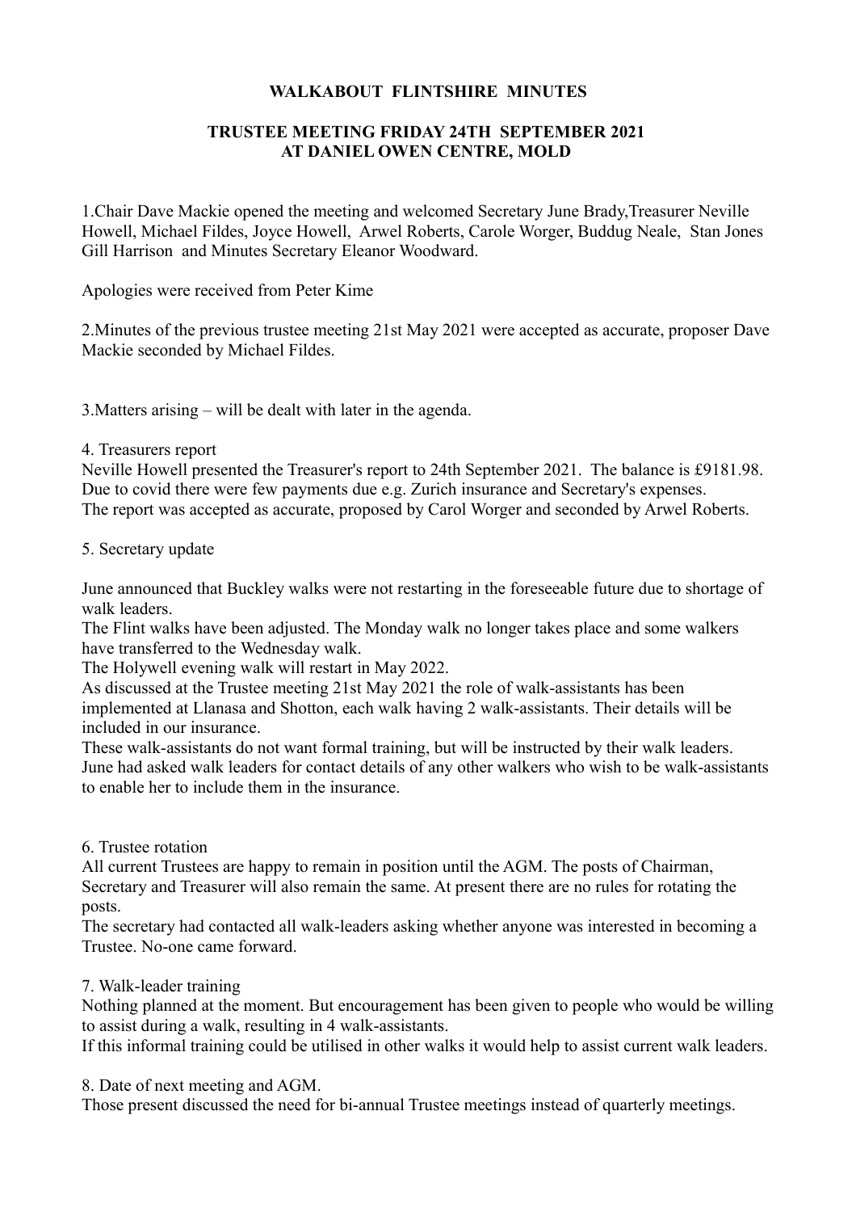**WALKABOUT FLINTSHIRE MINUTES**

**TRUSTEE MEETING FRIDAY 24TH SEPTEMBER 2021**
**AT DANIEL OWEN CENTRE, MOLD**

1.Chair Dave Mackie opened the meeting and welcomed Secretary June Brady,Treasurer Neville Howell, Michael Fildes, Joyce Howell, Arwel Roberts, Carole Worger, Buddug Neale, Stan Jones Gill Harrison and Minutes Secretary Eleanor Woodward.

Apologies were received from Peter Kime

2.Minutes of the previous trustee meeting 21st May 2021 were accepted as accurate, proposer Dave Mackie seconded by Michael Fildes.

3.Matters arising – will be dealt with later in the agenda.

4. Treasurers report
Neville Howell presented the Treasurer's report to 24th September 2021. The balance is £9181.98. Due to covid there were few payments due e.g. Zurich insurance and Secretary's expenses.
The report was accepted as accurate, proposed by Carol Worger and seconded by Arwel Roberts.

5. Secretary update

June announced that Buckley walks were not restarting in the foreseeable future due to shortage of walk leaders.
The Flint walks have been adjusted. The Monday walk no longer takes place and some walkers have transferred to the Wednesday walk.
The Holywell evening walk will restart in May 2022.
As discussed at the Trustee meeting 21st May 2021 the role of walk-assistants has been implemented at Llanasa and Shotton, each walk having 2 walk-assistants. Their details will be included in our insurance.
These walk-assistants do not want formal training, but will be instructed by their walk leaders.
June had asked walk leaders for contact details of any other walkers who wish to be walk-assistants to enable her to include them in the insurance.

6. Trustee rotation
All current Trustees are happy to remain in position until the AGM. The posts of Chairman, Secretary and Treasurer will also remain the same. At present there are no rules for rotating the posts.
The secretary had contacted all walk-leaders asking whether anyone was interested in becoming a Trustee. No-one came forward.

7. Walk-leader training
Nothing planned at the moment. But encouragement has been given to people who would be willing to assist during a walk, resulting in 4 walk-assistants.
If this informal training could be utilised in other walks it would help to assist current walk leaders.

8. Date of next meeting and AGM.
Those present discussed the need for bi-annual Trustee meetings instead of quarterly meetings.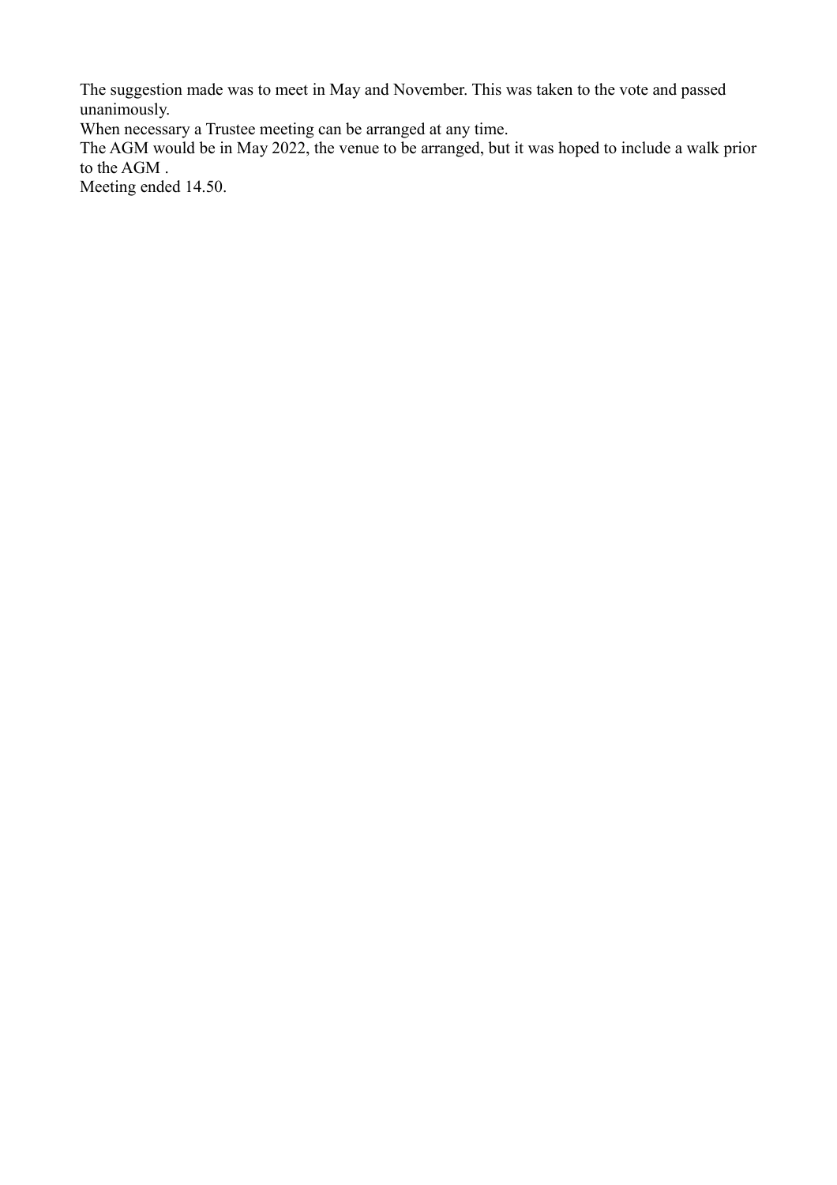The suggestion made was to meet in May and November. This was taken to the vote and passed unanimously.

When necessary a Trustee meeting can be arranged at any time.

The AGM would be in May 2022, the venue to be arranged, but it was hoped to include a walk prior to the AGM .

Meeting ended 14.50.